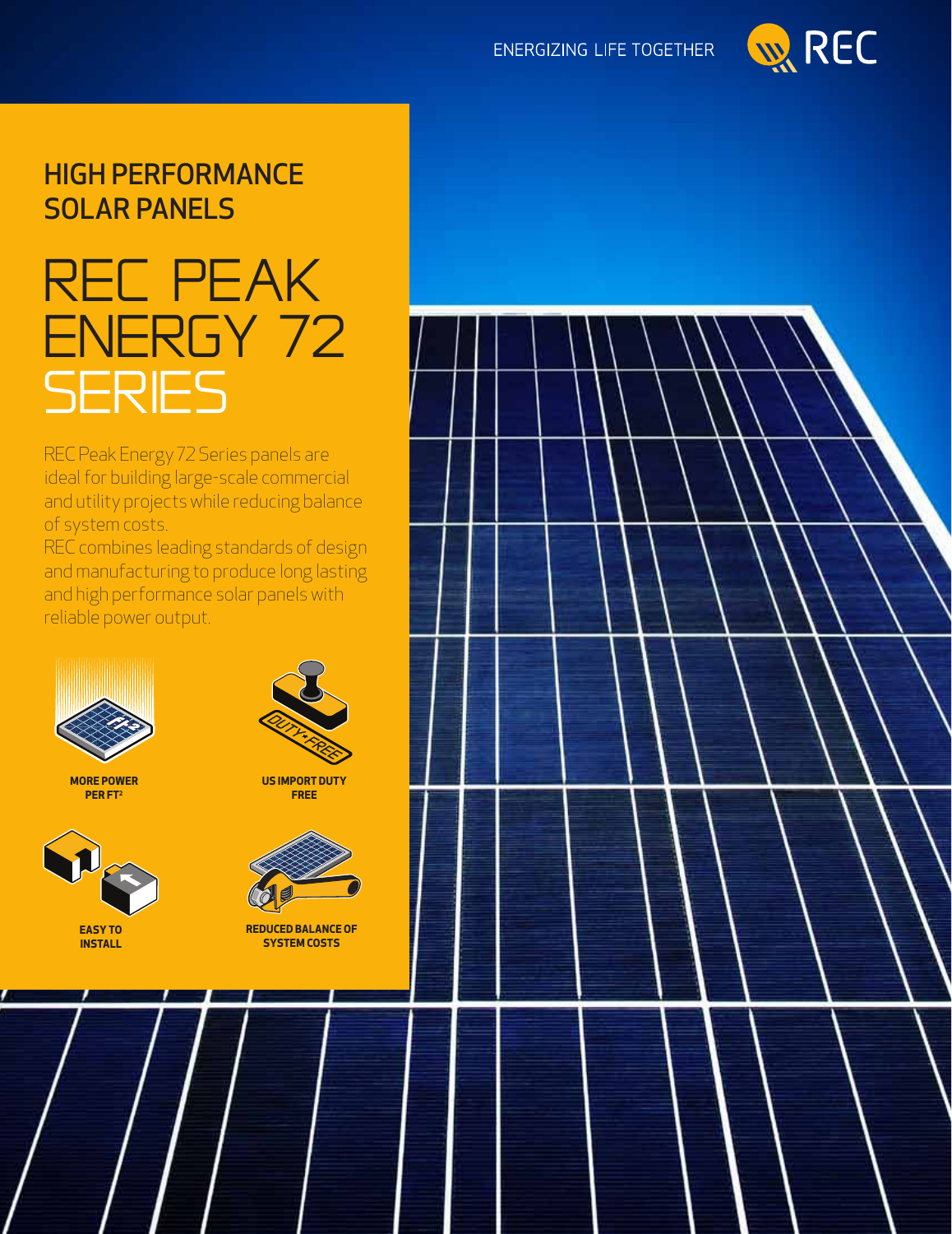ENERGIZING LIFE TOGETHER

REC

## HIGH PERFORMANCE SOLAR PANELS

# REC PEAK ENERGY 72 SERIES

REC Peak Energy 72 Series panels are ideal for building large-scale commercial and utility projects while reducing balance of system costs.
REC combines leading standards of design and manufacturing to produce long lasting and high performance solar panels with reliable power output.

**MORE POWER PER FT²**

**US IMPORT DUTY FREE**

**EASY TO INSTALL**

**REDUCED BALANCE OF SYSTEM COSTS**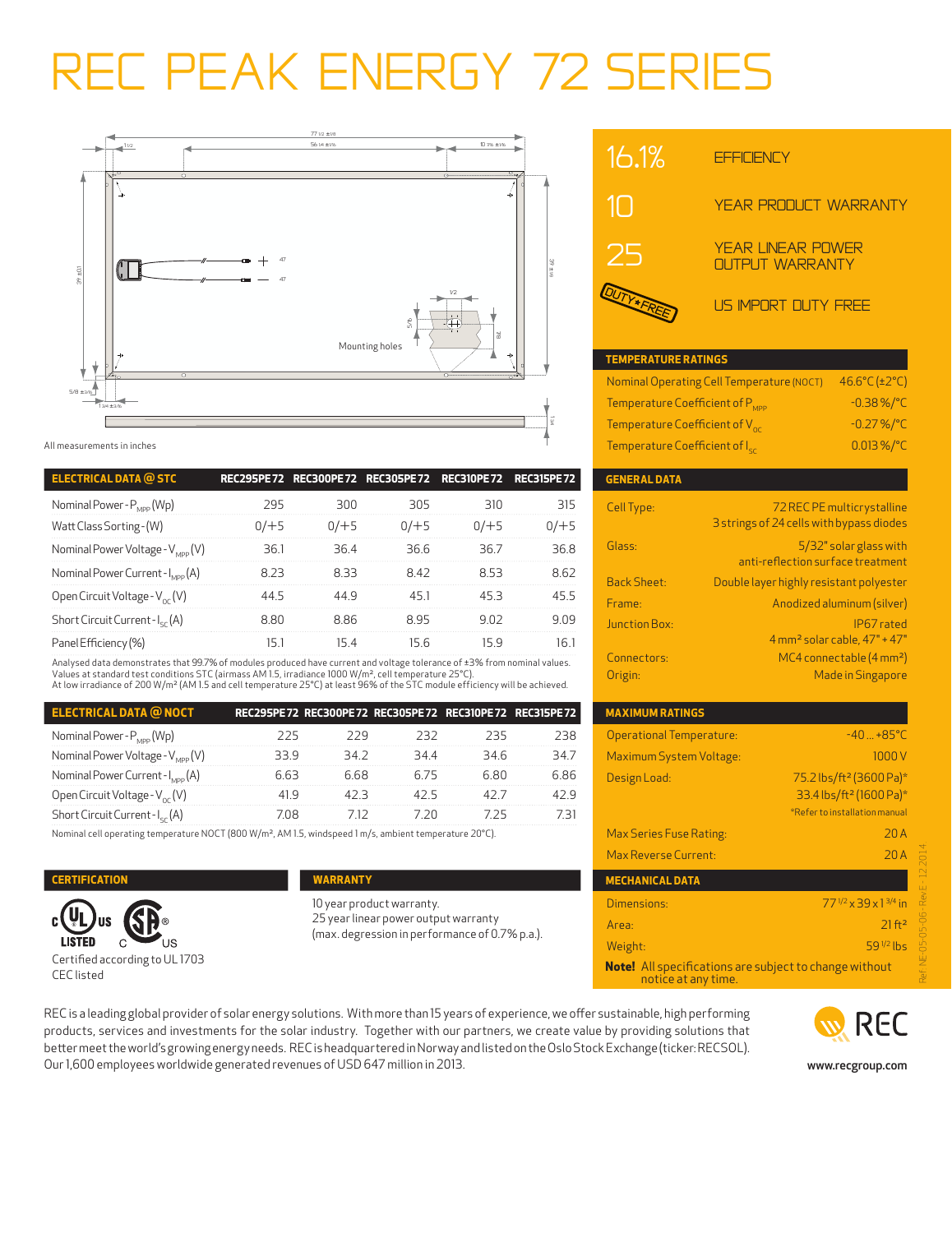# REC PEAK ENERGY 72 SERIES

77 1/2 ±1/8

56 1/4 ±1/16

10 7/8 ±1/16

1 1/2

39 ±1/01

47

47

1/2

5/16

3/8

5/8 ±1/16

1 3/4 ±1/16

Mounting holes

All measurements in inches

| 16.1% | EFFICIENCY |
|---|---|
| 10 | YEAR PRODUCT WARRANTY |
| 25 | YEAR LINEAR POWER OUTPUT WARRANTY |
| DUTY★FREE | US IMPORT DUTY FREE |

| ELECTRICAL DATA @ STC | REC295PE72 | REC300PE72 | REC305PE72 | REC310PE72 | REC315PE72 |
|---|---|---|---|---|---|
| Nominal Power - $P_{MPP}$ (Wp) | 295 | 300 | 305 | 310 | 315 |
| Watt Class Sorting - (W) | 0/+5 | 0/+5 | 0/+5 | 0/+5 | 0/+5 |
| Nominal Power Voltage - $V_{MPP}$ (V) | 36.1 | 36.4 | 36.6 | 36.7 | 36.8 |
| Nominal Power Current - $I_{MPP}$ (A) | 8.23 | 8.33 | 8.42 | 8.53 | 8.62 |
| Open Circuit Voltage - $V_{OC}$ (V) | 44.5 | 44.9 | 45.1 | 45.3 | 45.5 |
| Short Circuit Current - $I_{SC}$ (A) | 8.80 | 8.86 | 8.95 | 9.02 | 9.09 |
| Panel Efficiency (%) | 15.1 | 15.4 | 15.6 | 15.9 | 16.1 |

Analysed data demonstrates that 99.7% of modules produced have current and voltage tolerance of ±3% from nominal values.
Values at standard test conditions STC (airmass AM 1.5, irradiance 1000 W/m², cell temperature 25°C).
At low irradiance of 200 W/m² (AM 1.5 and cell temperature 25°C) at least 96% of the STC module efficiency will be achieved.

| ELECTRICAL DATA @ NOCT | REC295PE72 | REC300PE72 | REC305PE72 | REC310PE72 | REC315PE72 |
|---|---|---|---|---|---|
| Nominal Power - $P_{MPP}$ (Wp) | 225 | 229 | 232 | 235 | 238 |
| Nominal Power Voltage - $V_{MPP}$ (V) | 33.9 | 34.2 | 34.4 | 34.6 | 34.7 |
| Nominal Power Current - $I_{MPP}$ (A) | 6.63 | 6.68 | 6.75 | 6.80 | 6.86 |
| Open Circuit Voltage - $V_{OC}$ (V) | 41.9 | 42.3 | 42.5 | 42.7 | 42.9 |
| Short Circuit Current - $I_{SC}$ (A) | 7.08 | 7.12 | 7.20 | 7.25 | 7.31 |

Nominal cell operating temperature NOCT (800 W/m², AM 1.5, windspeed 1 m/s, ambient temperature 20°C).

| TEMPERATURE RATINGS | |
|---|---|
| Nominal Operating Cell Temperature (NOCT) | 46.6°C (±2°C) |
| Temperature Coefficient of $P_{MPP}$ | -0.38 %/°C |
| Temperature Coefficient of $V_{OC}$ | -0.27 %/°C |
| Temperature Coefficient of $I_{SC}$ | 0.013 %/°C |

| GENERAL DATA | |
|---|---|
| Cell Type: | 72 REC PE multicrystalline 3 strings of 24 cells with bypass diodes |
| Glass: | 5/32" solar glass with anti-reflection surface treatment |
| Back Sheet: | Double layer highly resistant polyester |
| Frame: | Anodized aluminum (silver) |
| Junction Box: | IP67 rated 4 mm² solar cable, 47" + 47" |
| Connectors: | MC4 connectable (4 mm²) |
| Origin: | Made in Singapore |

| MAXIMUM RATINGS | |
|---|---|
| Operational Temperature: | -40 ... +85°C |
| Maximum System Voltage: | 1000 V |
| Design Load: | 75.2 lbs/ft² (3600 Pa)* 33.4 lbs/ft² (1600 Pa)* |
| | *Refer to installation manual |
| Max Series Fuse Rating: | 20 A |
| Max Reverse Current: | 20 A |

| MECHANICAL DATA | |
|---|---|
| Dimensions: | 77 1/2 x 39 x 1 3/4 in |
| Area: | 21 ft² |
| Weight: | 59 1/2 lbs |

**Note!** All specifications are subject to change without notice at any time.

### CERTIFICATION

c UL us LISTED, c SA us

Certified according to UL 1703
CEC listed

### WARRANTY

10 year product warranty.
25 year linear power output warranty
(max. degression in performance of 0.7% p.a.).

Ref: NE-05-05-06 - Rev E - 12.2014

REC is a leading global provider of solar energy solutions. With more than 15 years of experience, we offer sustainable, high performing products, services and investments for the solar industry. Together with our partners, we create value by providing solutions that better meet the world's growing energy needs. REC is headquartered in Norway and listed on the Oslo Stock Exchange (ticker: RECSOL). Our 1,600 employees worldwide generated revenues of USD 647 million in 2013.

REC

www.recgroup.com